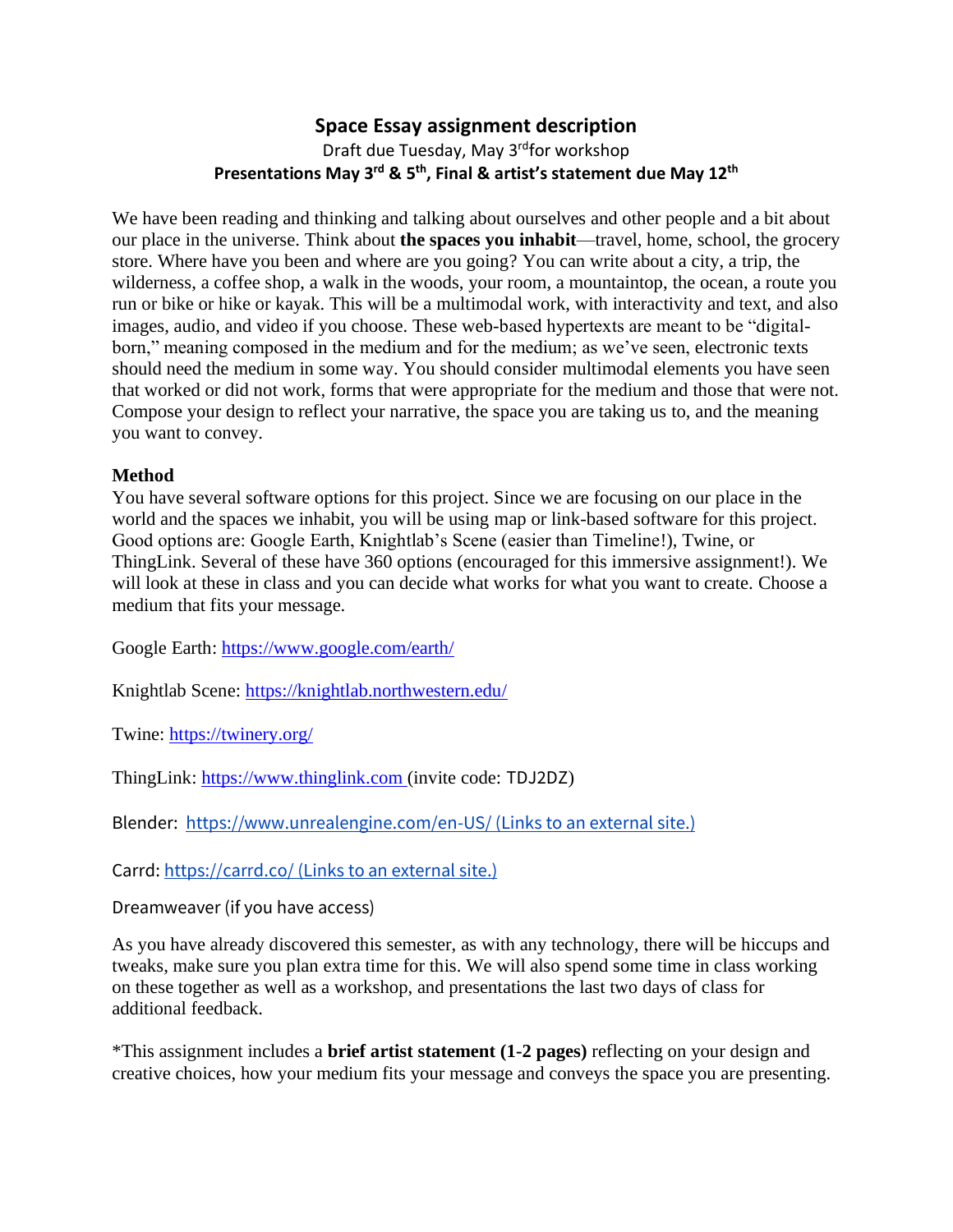# Space Essay assignment description

Draft due Tuesday, May 3rd for workshop

**Presentations May 3rd & 5th, Final & artist's statement due May 12th**

We have been reading and thinking and talking about ourselves and other people and a bit about our place in the universe. Think about **the spaces you inhabit**—travel, home, school, the grocery store. Where have you been and where are you going? You can write about a city, a trip, the wilderness, a coffee shop, a walk in the woods, your room, a mountaintop, the ocean, a route you run or bike or hike or kayak. This will be a multimodal work, with interactivity and text, and also images, audio, and video if you choose. These web-based hypertexts are meant to be "digital-born," meaning composed in the medium and for the medium; as we've seen, electronic texts should need the medium in some way. You should consider multimodal elements you have seen that worked or did not work, forms that were appropriate for the medium and those that were not. Compose your design to reflect your narrative, the space you are taking us to, and the meaning you want to convey.

**Method**

You have several software options for this project. Since we are focusing on our place in the world and the spaces we inhabit, you will be using map or link-based software for this project. Good options are: Google Earth, Knightlab's Scene (easier than Timeline!), Twine, or ThingLink. Several of these have 360 options (encouraged for this immersive assignment!). We will look at these in class and you can decide what works for what you want to create. Choose a medium that fits your message.

Google Earth: https://www.google.com/earth/

Knightlab Scene: https://knightlab.northwestern.edu/

Twine: https://twinery.org/

ThingLink: https://www.thinglink.com (invite code: TDJ2DZ)

Blender: https://www.unrealengine.com/en-US/ (Links to an external site.)

Carrd: https://carrd.co/ (Links to an external site.)

Dreamweaver (if you have access)

As you have already discovered this semester, as with any technology, there will be hiccups and tweaks, make sure you plan extra time for this. We will also spend some time in class working on these together as well as a workshop, and presentations the last two days of class for additional feedback.

*This assignment includes a **brief artist statement (1-2 pages)** reflecting on your design and creative choices, how your medium fits your message and conveys the space you are presenting.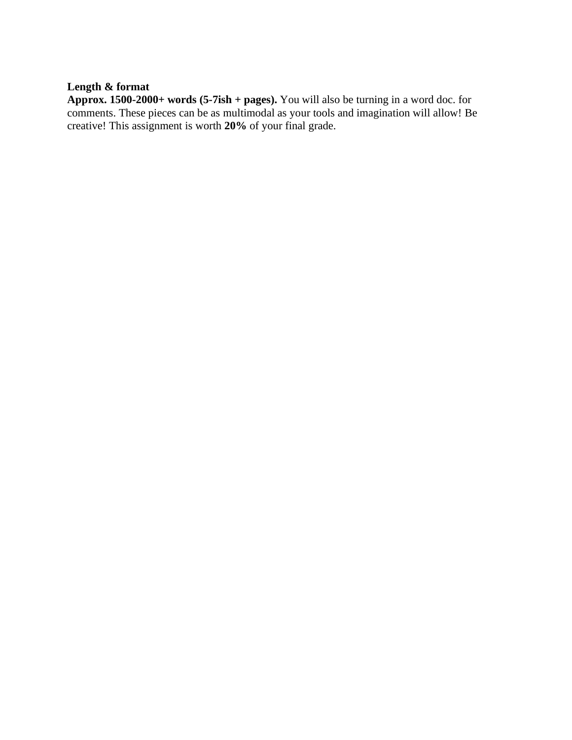**Length & format**

**Approx. 1500-2000+ words (5-7ish + pages).** You will also be turning in a word doc. for comments. These pieces can be as multimodal as your tools and imagination will allow! Be creative! This assignment is worth **20%** of your final grade.